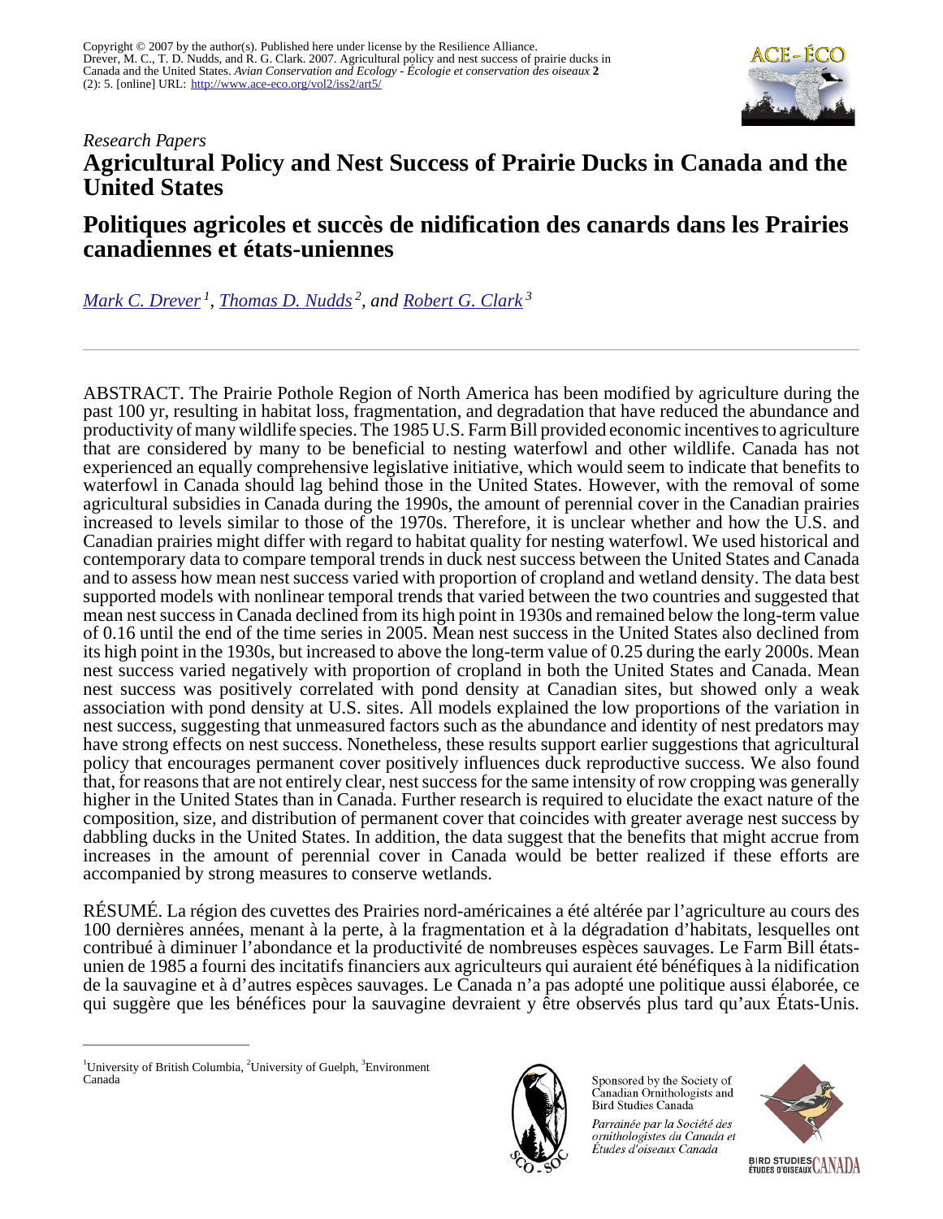Copyright © 2007 by the author(s). Published here under license by the Resilience Alliance.
Drever, M. C., T. D. Nudds, and R. G. Clark. 2007. Agricultural policy and nest success of prairie ducks in Canada and the United States. *Avian Conservation and Ecology - Écologie et conservation des oiseaux* **2** (2): 5. [online] URL: http://www.ace-eco.org/vol2/iss2/art5/

*Research Papers*

# Agricultural Policy and Nest Success of Prairie Ducks in Canada and the United States

# Politiques agricoles et succès de nidification des canards dans les Prairies canadiennes et états-uniennes

*Mark C. Drever*[1], *Thomas D. Nudds*[2], and *Robert G. Clark*[3]

ABSTRACT. The Prairie Pothole Region of North America has been modified by agriculture during the past 100 yr, resulting in habitat loss, fragmentation, and degradation that have reduced the abundance and productivity of many wildlife species. The 1985 U.S. Farm Bill provided economic incentives to agriculture that are considered by many to be beneficial to nesting waterfowl and other wildlife. Canada has not experienced an equally comprehensive legislative initiative, which would seem to indicate that benefits to waterfowl in Canada should lag behind those in the United States. However, with the removal of some agricultural subsidies in Canada during the 1990s, the amount of perennial cover in the Canadian prairies increased to levels similar to those of the 1970s. Therefore, it is unclear whether and how the U.S. and Canadian prairies might differ with regard to habitat quality for nesting waterfowl. We used historical and contemporary data to compare temporal trends in duck nest success between the United States and Canada and to assess how mean nest success varied with proportion of cropland and wetland density. The data best supported models with nonlinear temporal trends that varied between the two countries and suggested that mean nest success in Canada declined from its high point in 1930s and remained below the long-term value of 0.16 until the end of the time series in 2005. Mean nest success in the United States also declined from its high point in the 1930s, but increased to above the long-term value of 0.25 during the early 2000s. Mean nest success varied negatively with proportion of cropland in both the United States and Canada. Mean nest success was positively correlated with pond density at Canadian sites, but showed only a weak association with pond density at U.S. sites. All models explained the low proportions of the variation in nest success, suggesting that unmeasured factors such as the abundance and identity of nest predators may have strong effects on nest success. Nonetheless, these results support earlier suggestions that agricultural policy that encourages permanent cover positively influences duck reproductive success. We also found that, for reasons that are not entirely clear, nest success for the same intensity of row cropping was generally higher in the United States than in Canada. Further research is required to elucidate the exact nature of the composition, size, and distribution of permanent cover that coincides with greater average nest success by dabbling ducks in the United States. In addition, the data suggest that the benefits that might accrue from increases in the amount of perennial cover in Canada would be better realized if these efforts are accompanied by strong measures to conserve wetlands.

RÉSUMÉ. La région des cuvettes des Prairies nord-américaines a été altérée par l'agriculture au cours des 100 dernières années, menant à la perte, à la fragmentation et à la dégradation d'habitats, lesquelles ont contribué à diminuer l'abondance et la productivité de nombreuses espèces sauvages. Le Farm Bill états-unien de 1985 a fourni des incitatifs financiers aux agriculteurs qui auraient été bénéfiques à la nidification de la sauvagine et à d'autres espèces sauvages. Le Canada n'a pas adopté une politique aussi élaborée, ce qui suggère que les bénéfices pour la sauvagine devraient y être observés plus tard qu'aux États-Unis.

[1]University of British Columbia, [2]University of Guelph, [3]Environment Canada

Sponsored by the Society of Canadian Ornithologists and Bird Studies Canada

*Parrainée par la Société des ornithologistes du Canada et Études d'oiseaux Canada*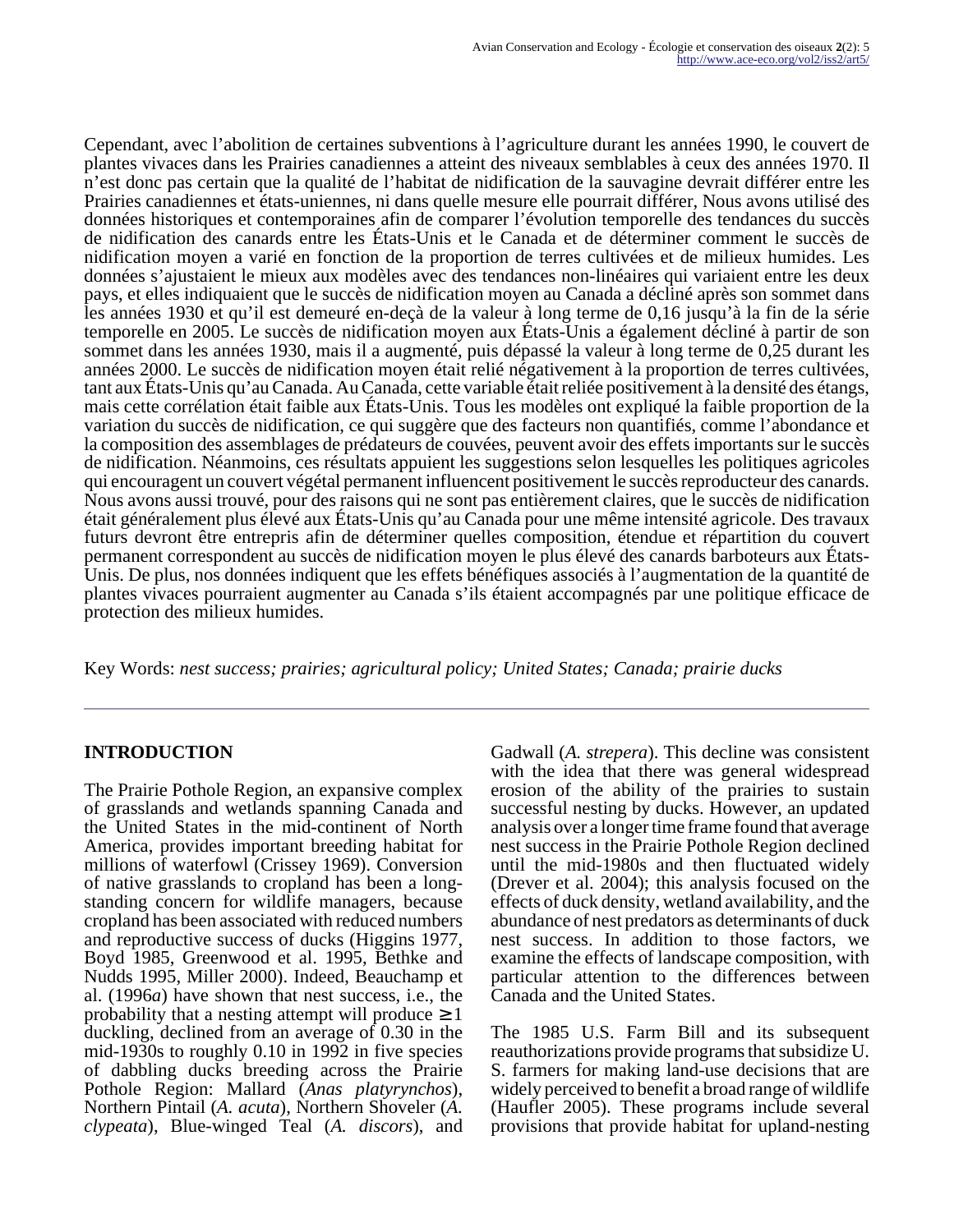Cependant, avec l'abolition de certaines subventions à l'agriculture durant les années 1990, le couvert de plantes vivaces dans les Prairies canadiennes a atteint des niveaux semblables à ceux des années 1970. Il n'est donc pas certain que la qualité de l'habitat de nidification de la sauvagine devrait différer entre les Prairies canadiennes et états-uniennes, ni dans quelle mesure elle pourrait différer, Nous avons utilisé des données historiques et contemporaines afin de comparer l'évolution temporelle des tendances du succès de nidification des canards entre les États-Unis et le Canada et de déterminer comment le succès de nidification moyen a varié en fonction de la proportion de terres cultivées et de milieux humides. Les données s'ajustaient le mieux aux modèles avec des tendances non-linéaires qui variaient entre les deux pays, et elles indiquaient que le succès de nidification moyen au Canada a décliné après son sommet dans les années 1930 et qu'il est demeuré en-deçà de la valeur à long terme de 0,16 jusqu'à la fin de la série temporelle en 2005. Le succès de nidification moyen aux États-Unis a également décliné à partir de son sommet dans les années 1930, mais il a augmenté, puis dépassé la valeur à long terme de 0,25 durant les années 2000. Le succès de nidification moyen était relié négativement à la proportion de terres cultivées, tant aux États-Unis qu'au Canada. Au Canada, cette variable était reliée positivement à la densité des étangs, mais cette corrélation était faible aux États-Unis. Tous les modèles ont expliqué la faible proportion de la variation du succès de nidification, ce qui suggère que des facteurs non quantifiés, comme l'abondance et la composition des assemblages de prédateurs de couvées, peuvent avoir des effets importants sur le succès de nidification. Néanmoins, ces résultats appuient les suggestions selon lesquelles les politiques agricoles qui encouragent un couvert végétal permanent influencent positivement le succès reproducteur des canards. Nous avons aussi trouvé, pour des raisons qui ne sont pas entièrement claires, que le succès de nidification était généralement plus élevé aux États-Unis qu'au Canada pour une même intensité agricole. Des travaux futurs devront être entrepris afin de déterminer quelles composition, étendue et répartition du couvert permanent correspondent au succès de nidification moyen le plus élevé des canards barboteurs aux États-Unis. De plus, nos données indiquent que les effets bénéfiques associés à l'augmentation de la quantité de plantes vivaces pourraient augmenter au Canada s'ils étaient accompagnés par une politique efficace de protection des milieux humides.

Key Words: *nest success; prairies; agricultural policy; United States; Canada; prairie ducks*

## INTRODUCTION

The Prairie Pothole Region, an expansive complex of grasslands and wetlands spanning Canada and the United States in the mid-continent of North America, provides important breeding habitat for millions of waterfowl (Crissey 1969). Conversion of native grasslands to cropland has been a long-standing concern for wildlife managers, because cropland has been associated with reduced numbers and reproductive success of ducks (Higgins 1977, Boyd 1985, Greenwood et al. 1995, Bethke and Nudds 1995, Miller 2000). Indeed, Beauchamp et al. (1996*a*) have shown that nest success, i.e., the probability that a nesting attempt will produce ≥ 1 duckling, declined from an average of 0.30 in the mid-1930s to roughly 0.10 in 1992 in five species of dabbling ducks breeding across the Prairie Pothole Region: Mallard (*Anas platyrynchos*), Northern Pintail (*A. acuta*), Northern Shoveler (*A. clypeata*), Blue-winged Teal (*A. discors*), and Gadwall (*A. strepera*). This decline was consistent with the idea that there was general widespread erosion of the ability of the prairies to sustain successful nesting by ducks. However, an updated analysis over a longer time frame found that average nest success in the Prairie Pothole Region declined until the mid-1980s and then fluctuated widely (Drever et al. 2004); this analysis focused on the effects of duck density, wetland availability, and the abundance of nest predators as determinants of duck nest success. In addition to those factors, we examine the effects of landscape composition, with particular attention to the differences between Canada and the United States.

The 1985 U.S. Farm Bill and its subsequent reauthorizations provide programs that subsidize U. S. farmers for making land-use decisions that are widely perceived to benefit a broad range of wildlife (Haufler 2005). These programs include several provisions that provide habitat for upland-nesting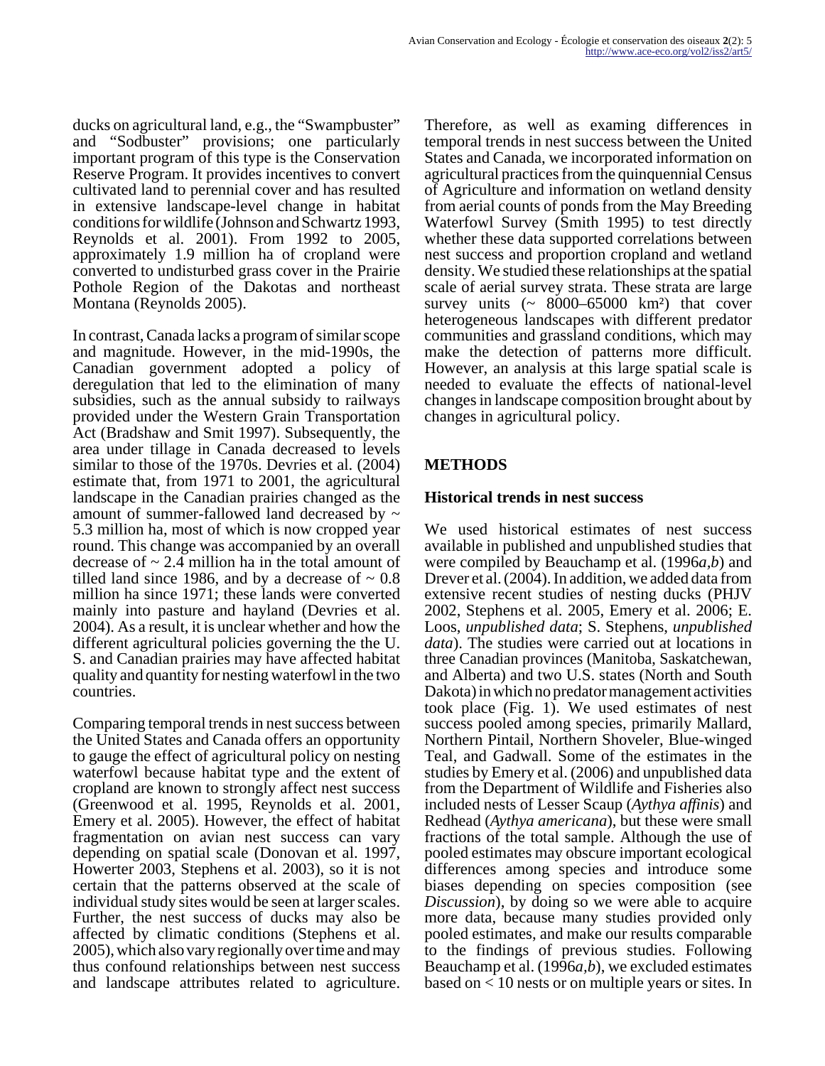ducks on agricultural land, e.g., the "Swampbuster" and "Sodbuster" provisions; one particularly important program of this type is the Conservation Reserve Program. It provides incentives to convert cultivated land to perennial cover and has resulted in extensive landscape-level change in habitat conditions for wildlife (Johnson and Schwartz 1993, Reynolds et al. 2001). From 1992 to 2005, approximately 1.9 million ha of cropland were converted to undisturbed grass cover in the Prairie Pothole Region of the Dakotas and northeast Montana (Reynolds 2005).

In contrast, Canada lacks a program of similar scope and magnitude. However, in the mid-1990s, the Canadian government adopted a policy of deregulation that led to the elimination of many subsidies, such as the annual subsidy to railways provided under the Western Grain Transportation Act (Bradshaw and Smit 1997). Subsequently, the area under tillage in Canada decreased to levels similar to those of the 1970s. Devries et al. (2004) estimate that, from 1971 to 2001, the agricultural landscape in the Canadian prairies changed as the amount of summer-fallowed land decreased by ~ 5.3 million ha, most of which is now cropped year round. This change was accompanied by an overall decrease of ~ 2.4 million ha in the total amount of tilled land since 1986, and by a decrease of ~ 0.8 million ha since 1971; these lands were converted mainly into pasture and hayland (Devries et al. 2004). As a result, it is unclear whether and how the different agricultural policies governing the the U. S. and Canadian prairies may have affected habitat quality and quantity for nesting waterfowl in the two countries.

Comparing temporal trends in nest success between the United States and Canada offers an opportunity to gauge the effect of agricultural policy on nesting waterfowl because habitat type and the extent of cropland are known to strongly affect nest success (Greenwood et al. 1995, Reynolds et al. 2001, Emery et al. 2005). However, the effect of habitat fragmentation on avian nest success can vary depending on spatial scale (Donovan et al. 1997, Howerter 2003, Stephens et al. 2003), so it is not certain that the patterns observed at the scale of individual study sites would be seen at larger scales. Further, the nest success of ducks may also be affected by climatic conditions (Stephens et al. 2005), which also vary regionally over time and may thus confound relationships between nest success and landscape attributes related to agriculture. Therefore, as well as examing differences in temporal trends in nest success between the United States and Canada, we incorporated information on agricultural practices from the quinquennial Census of Agriculture and information on wetland density from aerial counts of ponds from the May Breeding Waterfowl Survey (Smith 1995) to test directly whether these data supported correlations between nest success and proportion cropland and wetland density. We studied these relationships at the spatial scale of aerial survey strata. These strata are large survey units (~ 8000–65000 km²) that cover heterogeneous landscapes with different predator communities and grassland conditions, which may make the detection of patterns more difficult. However, an analysis at this large spatial scale is needed to evaluate the effects of national-level changes in landscape composition brought about by changes in agricultural policy.

## METHODS

### Historical trends in nest success

We used historical estimates of nest success available in published and unpublished studies that were compiled by Beauchamp et al. (1996*a,b*) and Drever et al. (2004). In addition, we added data from extensive recent studies of nesting ducks (PHJV 2002, Stephens et al. 2005, Emery et al. 2006; E. Loos, *unpublished data*; S. Stephens, *unpublished data*). The studies were carried out at locations in three Canadian provinces (Manitoba, Saskatchewan, and Alberta) and two U.S. states (North and South Dakota) in which no predator management activities took place (Fig. 1). We used estimates of nest success pooled among species, primarily Mallard, Northern Pintail, Northern Shoveler, Blue-winged Teal, and Gadwall. Some of the estimates in the studies by Emery et al. (2006) and unpublished data from the Department of Wildlife and Fisheries also included nests of Lesser Scaup (*Aythya affinis*) and Redhead (*Aythya americana*), but these were small fractions of the total sample. Although the use of pooled estimates may obscure important ecological differences among species and introduce some biases depending on species composition (see *Discussion*), by doing so we were able to acquire more data, because many studies provided only pooled estimates, and make our results comparable to the findings of previous studies. Following Beauchamp et al. (1996*a,b*), we excluded estimates based on < 10 nests or on multiple years or sites. In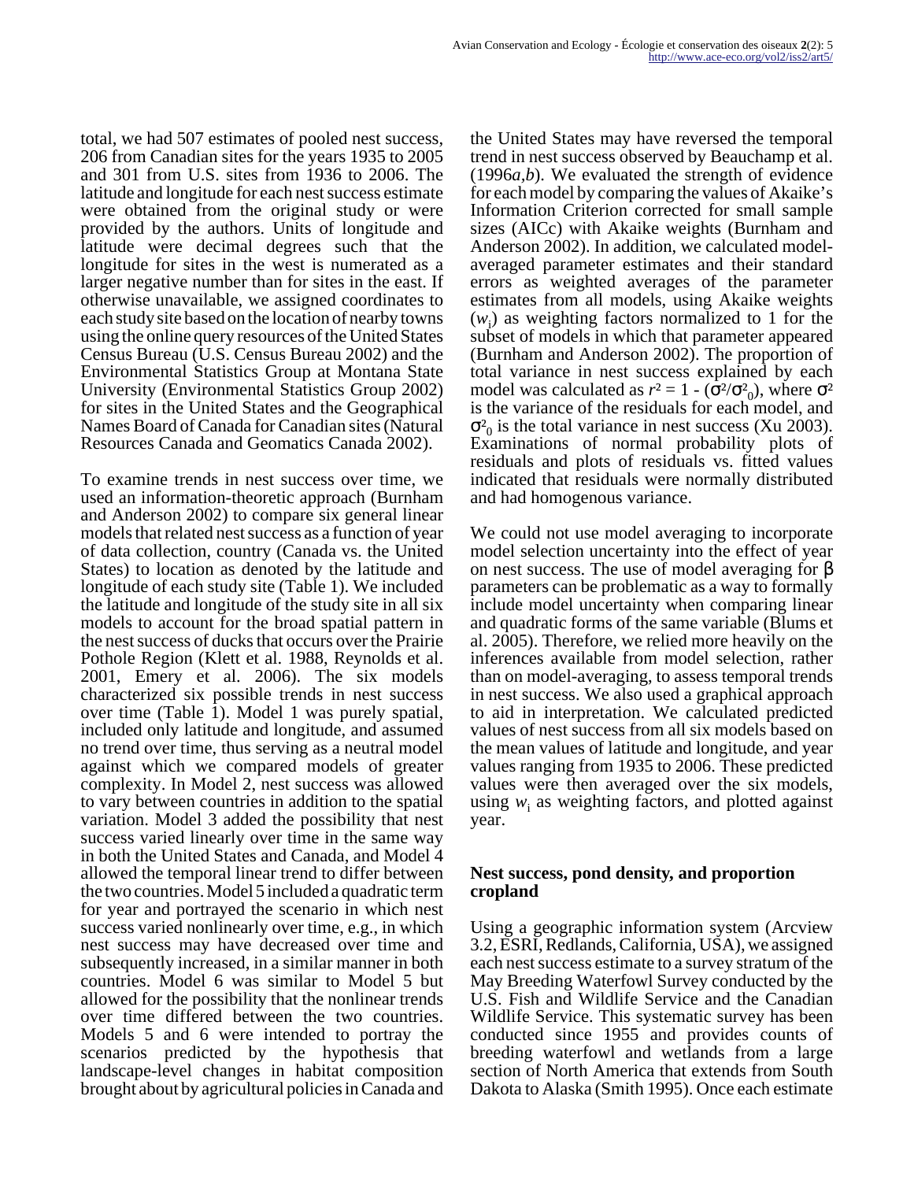total, we had 507 estimates of pooled nest success, 206 from Canadian sites for the years 1935 to 2005 and 301 from U.S. sites from 1936 to 2006. The latitude and longitude for each nest success estimate were obtained from the original study or were provided by the authors. Units of longitude and latitude were decimal degrees such that the longitude for sites in the west is numerated as a larger negative number than for sites in the east. If otherwise unavailable, we assigned coordinates to each study site based on the location of nearby towns using the online query resources of the United States Census Bureau (U.S. Census Bureau 2002) and the Environmental Statistics Group at Montana State University (Environmental Statistics Group 2002) for sites in the United States and the Geographical Names Board of Canada for Canadian sites (Natural Resources Canada and Geomatics Canada 2002).

To examine trends in nest success over time, we used an information-theoretic approach (Burnham and Anderson 2002) to compare six general linear models that related nest success as a function of year of data collection, country (Canada vs. the United States) to location as denoted by the latitude and longitude of each study site (Table 1). We included the latitude and longitude of the study site in all six models to account for the broad spatial pattern in the nest success of ducks that occurs over the Prairie Pothole Region (Klett et al. 1988, Reynolds et al. 2001, Emery et al. 2006). The six models characterized six possible trends in nest success over time (Table 1). Model 1 was purely spatial, included only latitude and longitude, and assumed no trend over time, thus serving as a neutral model against which we compared models of greater complexity. In Model 2, nest success was allowed to vary between countries in addition to the spatial variation. Model 3 added the possibility that nest success varied linearly over time in the same way in both the United States and Canada, and Model 4 allowed the temporal linear trend to differ between the two countries. Model 5 included a quadratic term for year and portrayed the scenario in which nest success varied nonlinearly over time, e.g., in which nest success may have decreased over time and subsequently increased, in a similar manner in both countries. Model 6 was similar to Model 5 but allowed for the possibility that the nonlinear trends over time differed between the two countries. Models 5 and 6 were intended to portray the scenarios predicted by the hypothesis that landscape-level changes in habitat composition brought about by agricultural policies in Canada and the United States may have reversed the temporal trend in nest success observed by Beauchamp et al. (1996*a*,*b*). We evaluated the strength of evidence for each model by comparing the values of Akaike's Information Criterion corrected for small sample sizes (AICc) with Akaike weights (Burnham and Anderson 2002). In addition, we calculated model-averaged parameter estimates and their standard errors as weighted averages of the parameter estimates from all models, using Akaike weights ($w_i$) as weighting factors normalized to 1 for the subset of models in which that parameter appeared (Burnham and Anderson 2002). The proportion of total variance in nest success explained by each model was calculated as $r^2 = 1 - (\sigma^2/\sigma^2_0)$, where $\sigma^2$ is the variance of the residuals for each model, and $\sigma^2_0$ is the total variance in nest success (Xu 2003). Examinations of normal probability plots of residuals and plots of residuals vs. fitted values indicated that residuals were normally distributed and had homogenous variance.

We could not use model averaging to incorporate model selection uncertainty into the effect of year on nest success. The use of model averaging for $\beta$ parameters can be problematic as a way to formally include model uncertainty when comparing linear and quadratic forms of the same variable (Blums et al. 2005). Therefore, we relied more heavily on the inferences available from model selection, rather than on model-averaging, to assess temporal trends in nest success. We also used a graphical approach to aid in interpretation. We calculated predicted values of nest success from all six models based on the mean values of latitude and longitude, and year values ranging from 1935 to 2006. These predicted values were then averaged over the six models, using $w_i$ as weighting factors, and plotted against year.

### Nest success, pond density, and proportion cropland

Using a geographic information system (Arcview 3.2, ESRI, Redlands, California, USA), we assigned each nest success estimate to a survey stratum of the May Breeding Waterfowl Survey conducted by the U.S. Fish and Wildlife Service and the Canadian Wildlife Service. This systematic survey has been conducted since 1955 and provides counts of breeding waterfowl and wetlands from a large section of North America that extends from South Dakota to Alaska (Smith 1995). Once each estimate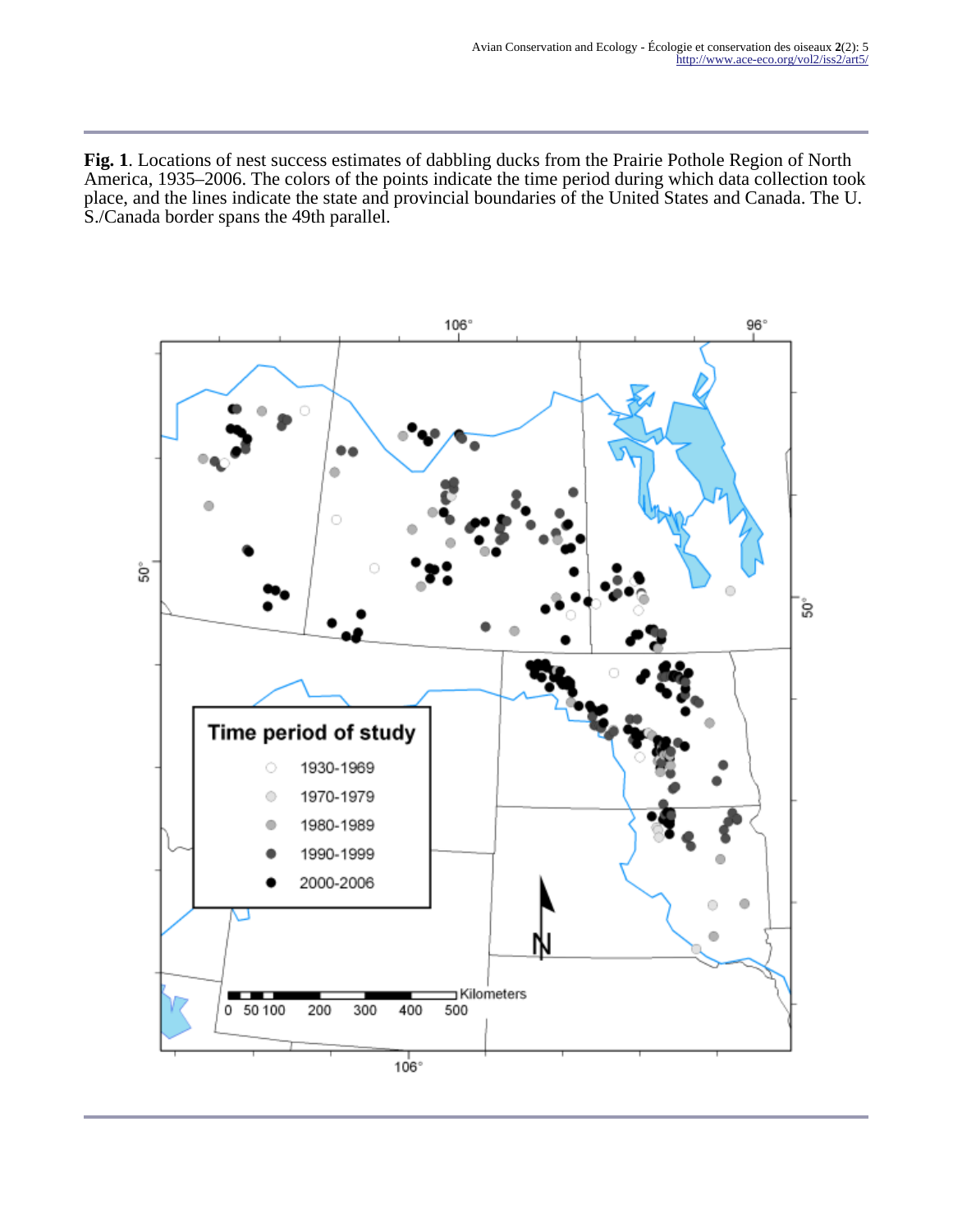**Fig. 1**. Locations of nest success estimates of dabbling ducks from the Prairie Pothole Region of North America, 1935–2006. The colors of the points indicate the time period during which data collection took place, and the lines indicate the state and provincial boundaries of the United States and Canada. The U. S./Canada border spans the 49th parallel.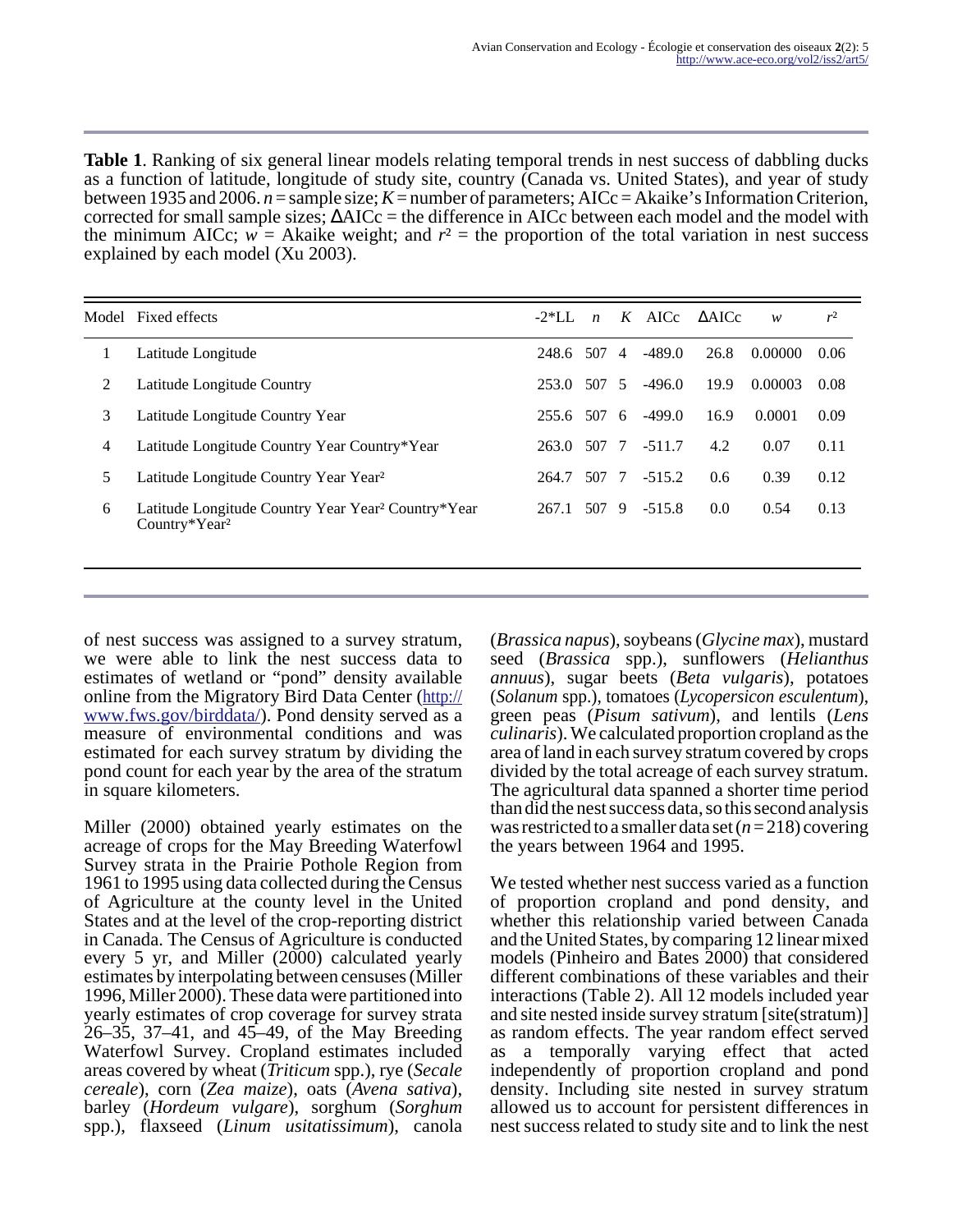**Table 1**. Ranking of six general linear models relating temporal trends in nest success of dabbling ducks as a function of latitude, longitude of study site, country (Canada vs. United States), and year of study between 1935 and 2006. $n$ = sample size; $K$ = number of parameters; AICc = Akaike's Information Criterion, corrected for small sample sizes; ΔAICc = the difference in AICc between each model and the model with the minimum AICc; $w$ = Akaike weight; and $r^2$ = the proportion of the total variation in nest success explained by each model (Xu 2003).

| Model | Fixed effects | -2*LL | $n$ | $K$ | AICc | ΔAICc | $w$ | $r^2$ |
|---|---|---|---|---|---|---|---|---|
| 1 | Latitude Longitude | 248.6 | 507 | 4 | -489.0 | 26.8 | 0.00000 | 0.06 |
| 2 | Latitude Longitude Country | 253.0 | 507 | 5 | -496.0 | 19.9 | 0.00003 | 0.08 |
| 3 | Latitude Longitude Country Year | 255.6 | 507 | 6 | -499.0 | 16.9 | 0.0001 | 0.09 |
| 4 | Latitude Longitude Country Year Country*Year | 263.0 | 507 | 7 | -511.7 | 4.2 | 0.07 | 0.11 |
| 5 | Latitude Longitude Country Year Year² | 264.7 | 507 | 7 | -515.2 | 0.6 | 0.39 | 0.12 |
| 6 | Latitude Longitude Country Year Year² Country*Year Country*Year² | 267.1 | 507 | 9 | -515.8 | 0.0 | 0.54 | 0.13 |

of nest success was assigned to a survey stratum, we were able to link the nest success data to estimates of wetland or "pond" density available online from the Migratory Bird Data Center (http://www.fws.gov/birddata/). Pond density served as a measure of environmental conditions and was estimated for each survey stratum by dividing the pond count for each year by the area of the stratum in square kilometers.

Miller (2000) obtained yearly estimates on the acreage of crops for the May Breeding Waterfowl Survey strata in the Prairie Pothole Region from 1961 to 1995 using data collected during the Census of Agriculture at the county level in the United States and at the level of the crop-reporting district in Canada. The Census of Agriculture is conducted every 5 yr, and Miller (2000) calculated yearly estimates by interpolating between censuses (Miller 1996, Miller 2000). These data were partitioned into yearly estimates of crop coverage for survey strata 26–35, 37–41, and 45–49, of the May Breeding Waterfowl Survey. Cropland estimates included areas covered by wheat (*Triticum* spp.), rye (*Secale cereale*), corn (*Zea maize*), oats (*Avena sativa*), barley (*Hordeum vulgare*), sorghum (*Sorghum* spp.), flaxseed (*Linum usitatissimum*), canola (*Brassica napus*), soybeans (*Glycine max*), mustard seed (*Brassica* spp.), sunflowers (*Helianthus annuus*), sugar beets (*Beta vulgaris*), potatoes (*Solanum* spp.), tomatoes (*Lycopersicon esculentum*), green peas (*Pisum sativum*), and lentils (*Lens culinaris*). We calculated proportion cropland as the area of land in each survey stratum covered by crops divided by the total acreage of each survey stratum. The agricultural data spanned a shorter time period than did the nest success data, so this second analysis was restricted to a smaller data set ($n$ = 218) covering the years between 1964 and 1995.

We tested whether nest success varied as a function of proportion cropland and pond density, and whether this relationship varied between Canada and the United States, by comparing 12 linear mixed models (Pinheiro and Bates 2000) that considered different combinations of these variables and their interactions (Table 2). All 12 models included year and site nested inside survey stratum [site(stratum)] as random effects. The year random effect served as a temporally varying effect that acted independently of proportion cropland and pond density. Including site nested in survey stratum allowed us to account for persistent differences in nest success related to study site and to link the nest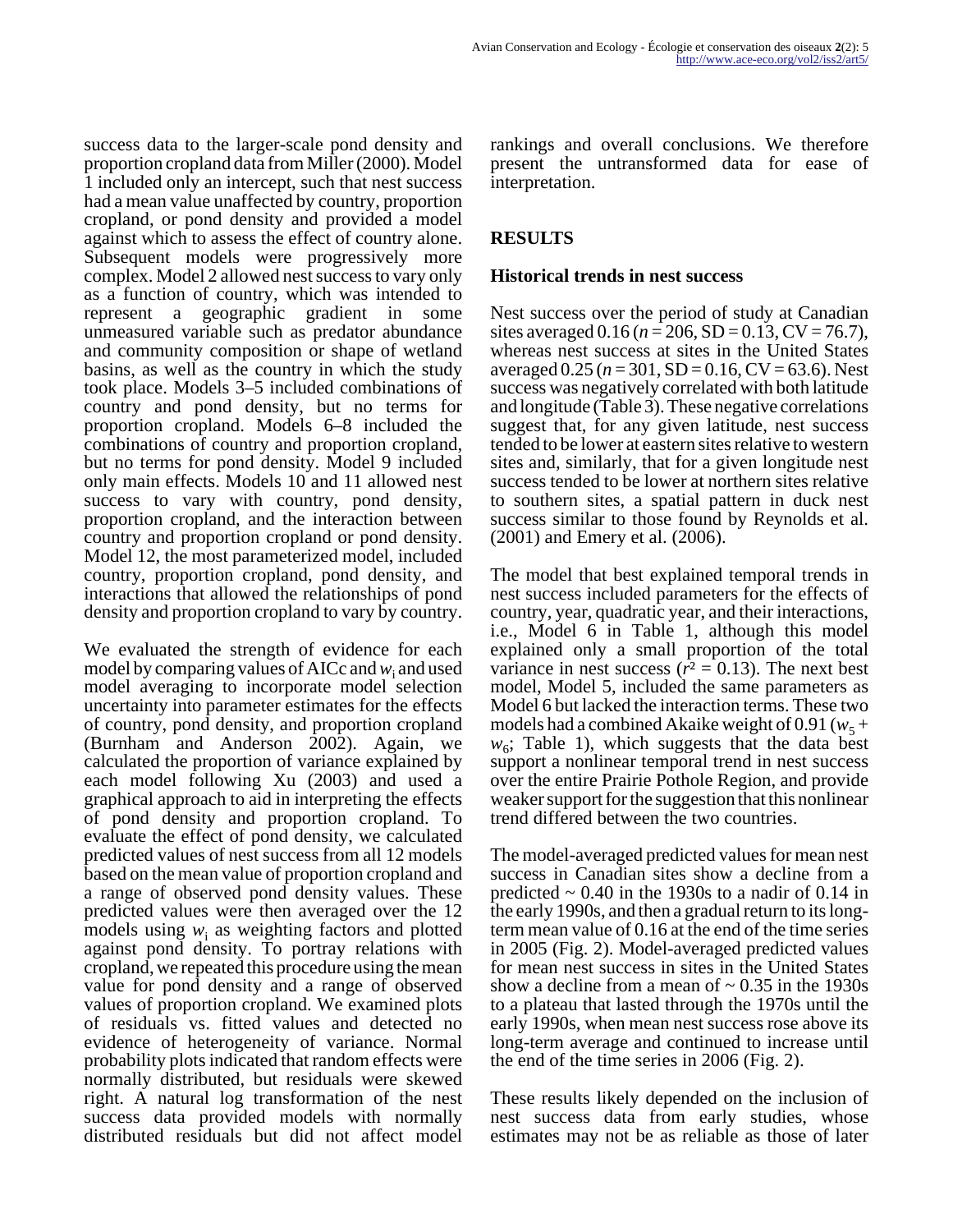success data to the larger-scale pond density and proportion cropland data from Miller (2000). Model 1 included only an intercept, such that nest success had a mean value unaffected by country, proportion cropland, or pond density and provided a model against which to assess the effect of country alone. Subsequent models were progressively more complex. Model 2 allowed nest success to vary only as a function of country, which was intended to represent a geographic gradient in some unmeasured variable such as predator abundance and community composition or shape of wetland basins, as well as the country in which the study took place. Models 3–5 included combinations of country and pond density, but no terms for proportion cropland. Models 6–8 included the combinations of country and proportion cropland, but no terms for pond density. Model 9 included only main effects. Models 10 and 11 allowed nest success to vary with country, pond density, proportion cropland, and the interaction between country and proportion cropland or pond density. Model 12, the most parameterized model, included country, proportion cropland, pond density, and interactions that allowed the relationships of pond density and proportion cropland to vary by country.

We evaluated the strength of evidence for each model by comparing values of AICc and $w_i$ and used model averaging to incorporate model selection uncertainty into parameter estimates for the effects of country, pond density, and proportion cropland (Burnham and Anderson 2002). Again, we calculated the proportion of variance explained by each model following Xu (2003) and used a graphical approach to aid in interpreting the effects of pond density and proportion cropland. To evaluate the effect of pond density, we calculated predicted values of nest success from all 12 models based on the mean value of proportion cropland and a range of observed pond density values. These predicted values were then averaged over the 12 models using $w_i$ as weighting factors and plotted against pond density. To portray relations with cropland, we repeated this procedure using the mean value for pond density and a range of observed values of proportion cropland. We examined plots of residuals vs. fitted values and detected no evidence of heterogeneity of variance. Normal probability plots indicated that random effects were normally distributed, but residuals were skewed right. A natural log transformation of the nest success data provided models with normally distributed residuals but did not affect model rankings and overall conclusions. We therefore present the untransformed data for ease of interpretation.

## RESULTS

### Historical trends in nest success

Nest success over the period of study at Canadian sites averaged 0.16 ($n$ = 206, SD = 0.13, CV = 76.7), whereas nest success at sites in the United States averaged 0.25 ($n$ = 301, SD = 0.16, CV = 63.6). Nest success was negatively correlated with both latitude and longitude (Table 3). These negative correlations suggest that, for any given latitude, nest success tended to be lower at eastern sites relative to western sites and, similarly, that for a given longitude nest success tended to be lower at northern sites relative to southern sites, a spatial pattern in duck nest success similar to those found by Reynolds et al. (2001) and Emery et al. (2006).

The model that best explained temporal trends in nest success included parameters for the effects of country, year, quadratic year, and their interactions, i.e., Model 6 in Table 1, although this model explained only a small proportion of the total variance in nest success ($r^2$ = 0.13). The next best model, Model 5, included the same parameters as Model 6 but lacked the interaction terms. These two models had a combined Akaike weight of 0.91 ($w_5$ + $w_6$; Table 1), which suggests that the data best support a nonlinear temporal trend in nest success over the entire Prairie Pothole Region, and provide weaker support for the suggestion that this nonlinear trend differed between the two countries.

The model-averaged predicted values for mean nest success in Canadian sites show a decline from a predicted ~ 0.40 in the 1930s to a nadir of 0.14 in the early 1990s, and then a gradual return to its long-term mean value of 0.16 at the end of the time series in 2005 (Fig. 2). Model-averaged predicted values for mean nest success in sites in the United States show a decline from a mean of ~ 0.35 in the 1930s to a plateau that lasted through the 1970s until the early 1990s, when mean nest success rose above its long-term average and continued to increase until the end of the time series in 2006 (Fig. 2).

These results likely depended on the inclusion of nest success data from early studies, whose estimates may not be as reliable as those of later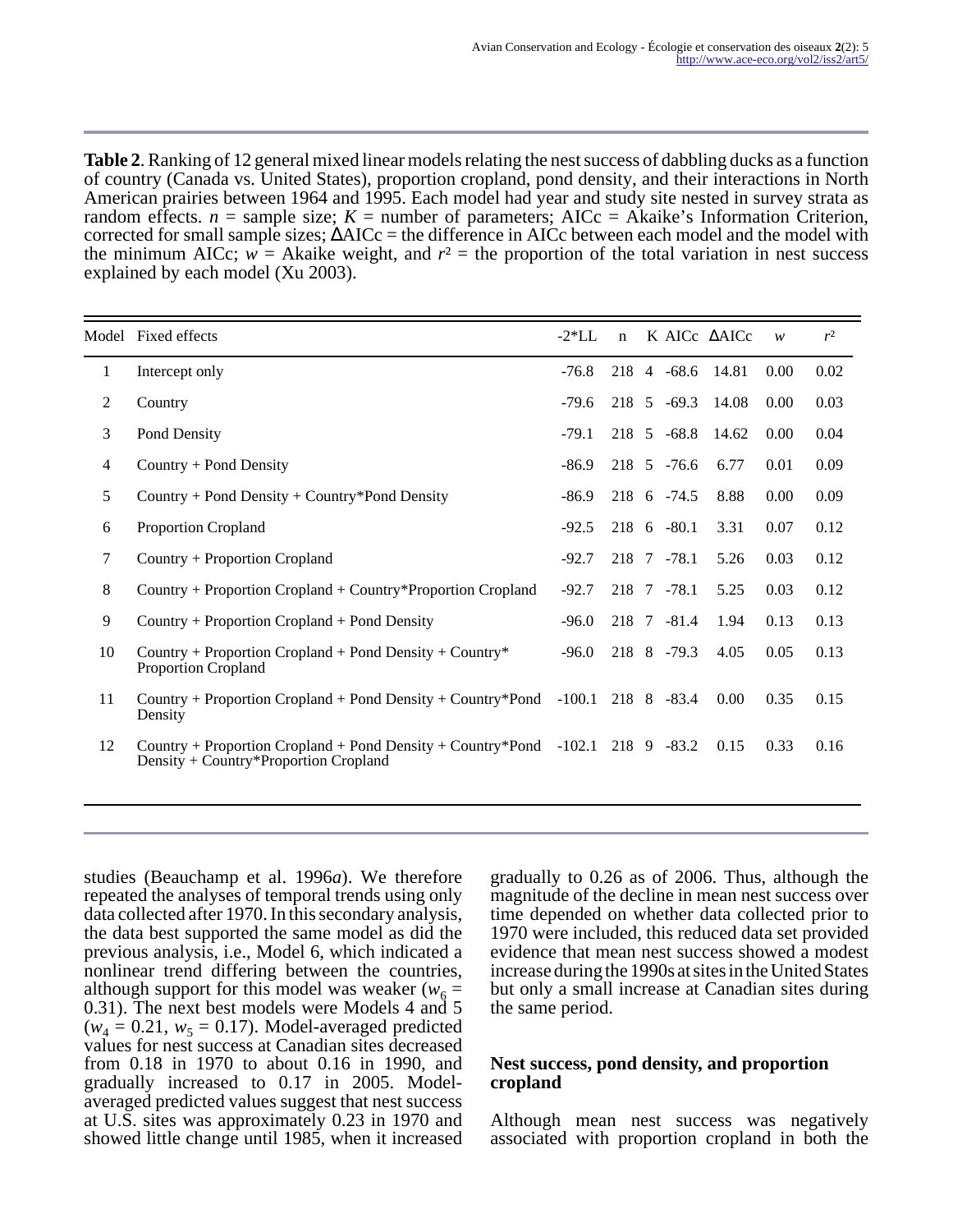**Table 2**. Ranking of 12 general mixed linear models relating the nest success of dabbling ducks as a function of country (Canada vs. United States), proportion cropland, pond density, and their interactions in North American prairies between 1964 and 1995. Each model had year and study site nested in survey strata as random effects. $n$ = sample size; $K$ = number of parameters; AICc = Akaike's Information Criterion, corrected for small sample sizes; ΔAICc = the difference in AICc between each model and the model with the minimum AICc; $w$ = Akaike weight, and $r^2$ = the proportion of the total variation in nest success explained by each model (Xu 2003).

| Model | Fixed effects | -2*LL | n | K | AICc | ΔAICc | $w$ | $r^2$ |
|---|---|---|---|---|---|---|---|---|
| 1 | Intercept only | -76.8 | 218 | 4 | -68.6 | 14.81 | 0.00 | 0.02 |
| 2 | Country | -79.6 | 218 | 5 | -69.3 | 14.08 | 0.00 | 0.03 |
| 3 | Pond Density | -79.1 | 218 | 5 | -68.8 | 14.62 | 0.00 | 0.04 |
| 4 | Country + Pond Density | -86.9 | 218 | 5 | -76.6 | 6.77 | 0.01 | 0.09 |
| 5 | Country + Pond Density + Country*Pond Density | -86.9 | 218 | 6 | -74.5 | 8.88 | 0.00 | 0.09 |
| 6 | Proportion Cropland | -92.5 | 218 | 6 | -80.1 | 3.31 | 0.07 | 0.12 |
| 7 | Country + Proportion Cropland | -92.7 | 218 | 7 | -78.1 | 5.26 | 0.03 | 0.12 |
| 8 | Country + Proportion Cropland + Country*Proportion Cropland | -92.7 | 218 | 7 | -78.1 | 5.25 | 0.03 | 0.12 |
| 9 | Country + Proportion Cropland + Pond Density | -96.0 | 218 | 7 | -81.4 | 1.94 | 0.13 | 0.13 |
| 10 | Country + Proportion Cropland + Pond Density + Country* Proportion Cropland | -96.0 | 218 | 8 | -79.3 | 4.05 | 0.05 | 0.13 |
| 11 | Country + Proportion Cropland + Pond Density + Country*Pond Density | -100.1 | 218 | 8 | -83.4 | 0.00 | 0.35 | 0.15 |
| 12 | Country + Proportion Cropland + Pond Density + Country*Pond Density + Country*Proportion Cropland | -102.1 | 218 | 9 | -83.2 | 0.15 | 0.33 | 0.16 |

studies (Beauchamp et al. 1996*a*). We therefore repeated the analyses of temporal trends using only data collected after 1970. In this secondary analysis, the data best supported the same model as did the previous analysis, i.e., Model 6, which indicated a nonlinear trend differing between the countries, although support for this model was weaker ($w_6$ = 0.31). The next best models were Models 4 and 5 ($w_4$ = 0.21, $w_5$ = 0.17). Model-averaged predicted values for nest success at Canadian sites decreased from 0.18 in 1970 to about 0.16 in 1990, and gradually increased to 0.17 in 2005. Model-averaged predicted values suggest that nest success at U.S. sites was approximately 0.23 in 1970 and showed little change until 1985, when it increased gradually to 0.26 as of 2006. Thus, although the magnitude of the decline in mean nest success over time depended on whether data collected prior to 1970 were included, this reduced data set provided evidence that mean nest success showed a modest increase during the 1990s at sites in the United States but only a small increase at Canadian sites during the same period.

### Nest success, pond density, and proportion cropland

Although mean nest success was negatively associated with proportion cropland in both the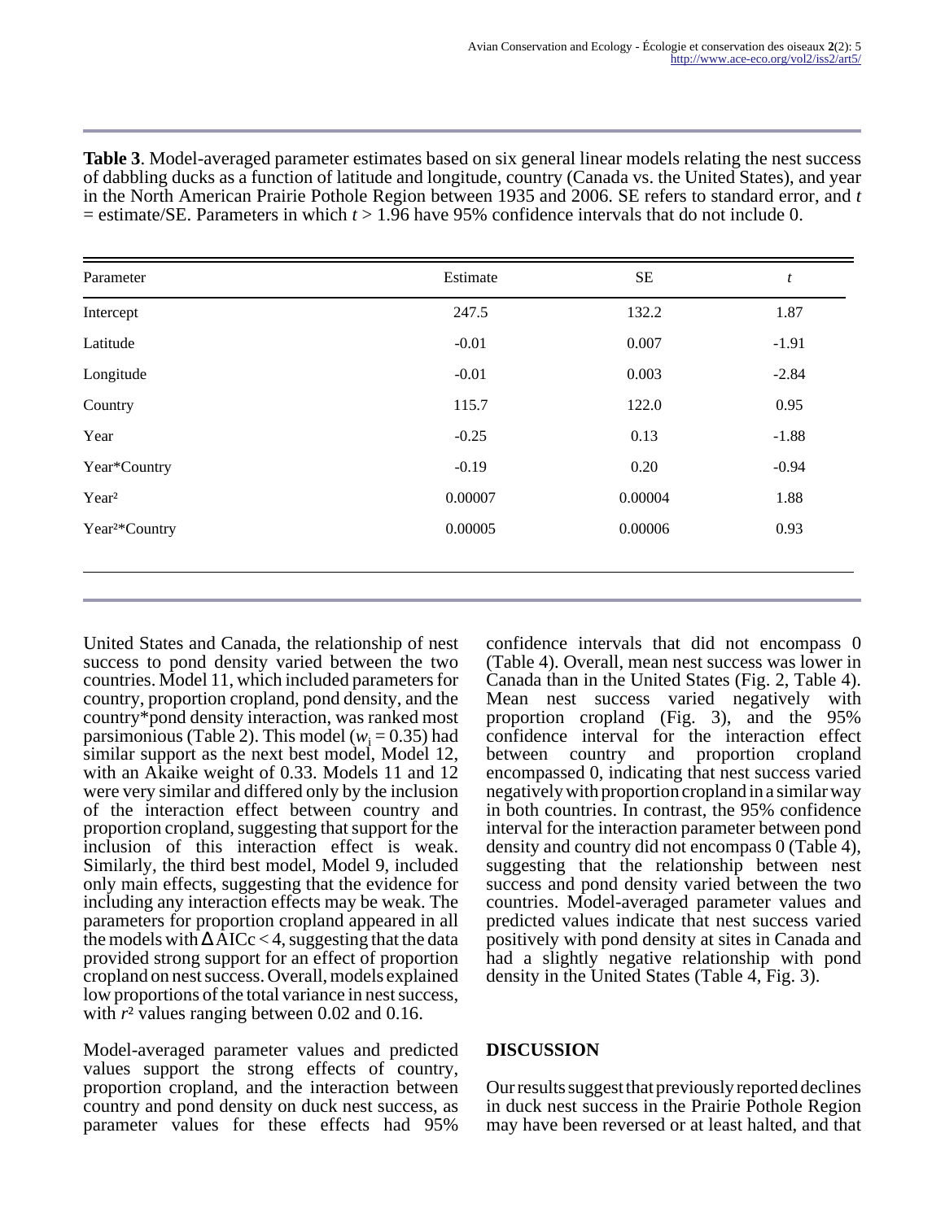**Table 3**. Model-averaged parameter estimates based on six general linear models relating the nest success of dabbling ducks as a function of latitude and longitude, country (Canada vs. the United States), and year in the North American Prairie Pothole Region between 1935 and 2006. SE refers to standard error, and $t$ = estimate/SE. Parameters in which $t > 1.96$ have 95% confidence intervals that do not include 0.

| Parameter | Estimate | SE | $t$ |
|---|---|---|---|
| Intercept | 247.5 | 132.2 | 1.87 |
| Latitude | -0.01 | 0.007 | -1.91 |
| Longitude | -0.01 | 0.003 | -2.84 |
| Country | 115.7 | 122.0 | 0.95 |
| Year | -0.25 | 0.13 | -1.88 |
| Year*Country | -0.19 | 0.20 | -0.94 |
| Year² | 0.00007 | 0.00004 | 1.88 |
| Year²*Country | 0.00005 | 0.00006 | 0.93 |

United States and Canada, the relationship of nest success to pond density varied between the two countries. Model 11, which included parameters for country, proportion cropland, pond density, and the country*pond density interaction, was ranked most parsimonious (Table 2). This model ($w_i = 0.35$) had similar support as the next best model, Model 12, with an Akaike weight of 0.33. Models 11 and 12 were very similar and differed only by the inclusion of the interaction effect between country and proportion cropland, suggesting that support for the inclusion of this interaction effect is weak. Similarly, the third best model, Model 9, included only main effects, suggesting that the evidence for including any interaction effects may be weak. The parameters for proportion cropland appeared in all the models with $\Delta AICc < 4$, suggesting that the data provided strong support for an effect of proportion cropland on nest success. Overall, models explained low proportions of the total variance in nest success, with $r^2$ values ranging between 0.02 and 0.16.

Model-averaged parameter values and predicted values support the strong effects of country, proportion cropland, and the interaction between country and pond density on duck nest success, as parameter values for these effects had 95% confidence intervals that did not encompass 0 (Table 4). Overall, mean nest success was lower in Canada than in the United States (Fig. 2, Table 4). Mean nest success varied negatively with proportion cropland (Fig. 3), and the 95% confidence interval for the interaction effect between country and proportion cropland encompassed 0, indicating that nest success varied negatively with proportion cropland in a similar way in both countries. In contrast, the 95% confidence interval for the interaction parameter between pond density and country did not encompass 0 (Table 4), suggesting that the relationship between nest success and pond density varied between the two countries. Model-averaged parameter values and predicted values indicate that nest success varied positively with pond density at sites in Canada and had a slightly negative relationship with pond density in the United States (Table 4, Fig. 3).

## DISCUSSION

Our results suggest that previously reported declines in duck nest success in the Prairie Pothole Region may have been reversed or at least halted, and that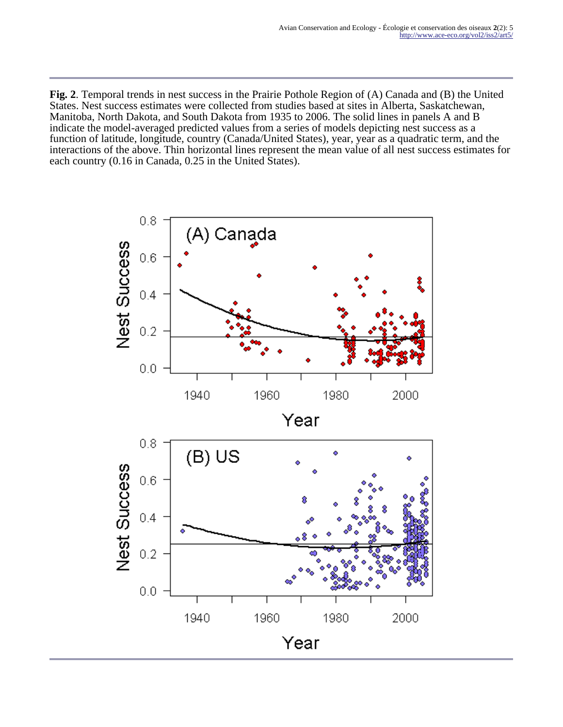**Fig. 2**. Temporal trends in nest success in the Prairie Pothole Region of (A) Canada and (B) the United States. Nest success estimates were collected from studies based at sites in Alberta, Saskatchewan, Manitoba, North Dakota, and South Dakota from 1935 to 2006. The solid lines in panels A and B indicate the model-averaged predicted values from a series of models depicting nest success as a function of latitude, longitude, country (Canada/United States), year, year as a quadratic term, and the interactions of the above. Thin horizontal lines represent the mean value of all nest success estimates for each country (0.16 in Canada, 0.25 in the United States).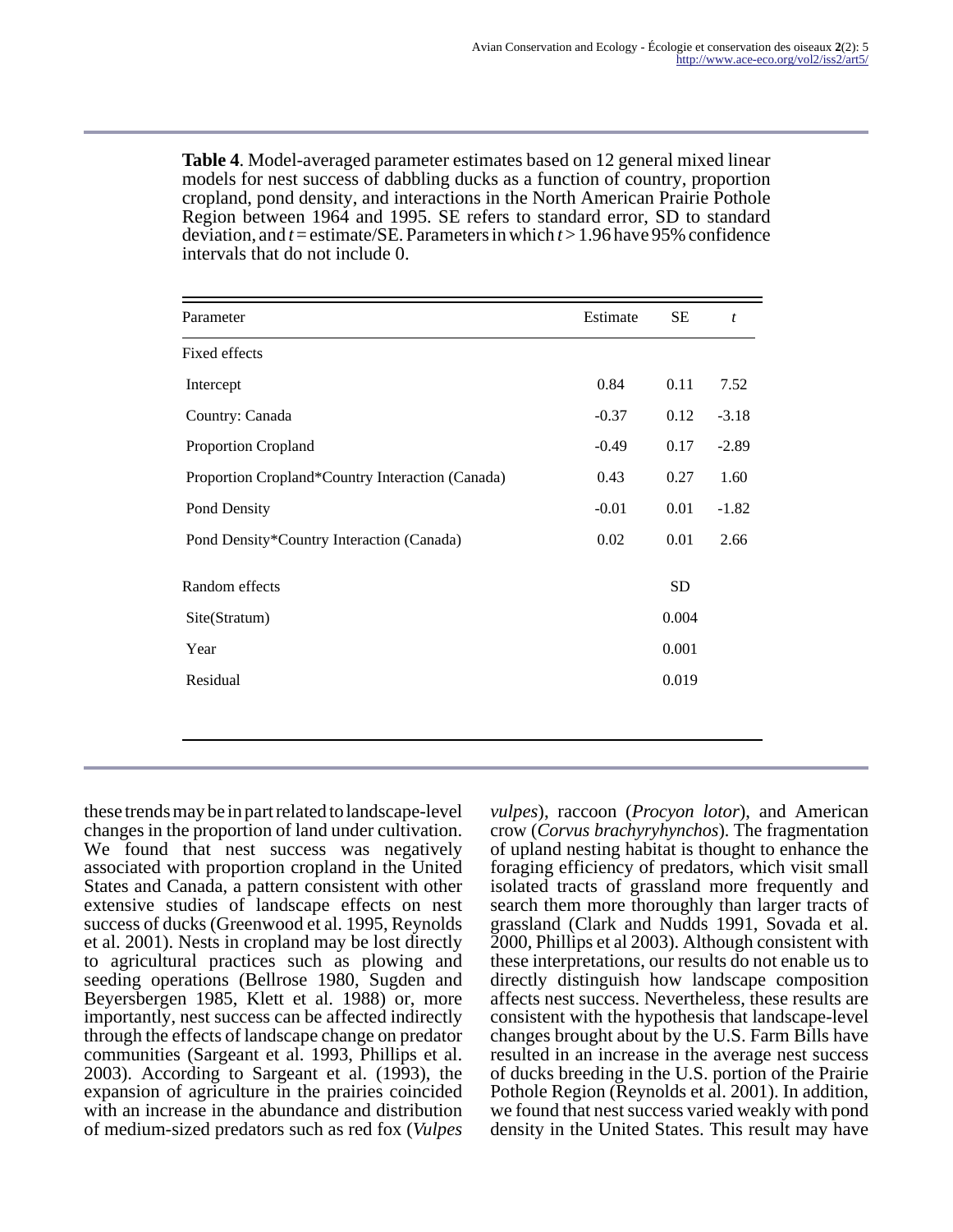**Table 4**. Model-averaged parameter estimates based on 12 general mixed linear models for nest success of dabbling ducks as a function of country, proportion cropland, pond density, and interactions in the North American Prairie Pothole Region between 1964 and 1995. SE refers to standard error, SD to standard deviation, and $t$ = estimate/SE. Parameters in which $t > 1.96$ have 95% confidence intervals that do not include 0.

| Parameter | Estimate | SE | $t$ |
|---|---|---|---|
| Fixed effects | | | |
| Intercept | 0.84 | 0.11 | 7.52 |
| Country: Canada | -0.37 | 0.12 | -3.18 |
| Proportion Cropland | -0.49 | 0.17 | -2.89 |
| Proportion Cropland*Country Interaction (Canada) | 0.43 | 0.27 | 1.60 |
| Pond Density | -0.01 | 0.01 | -1.82 |
| Pond Density*Country Interaction (Canada) | 0.02 | 0.01 | 2.66 |
| Random effects | | SD | |
| Site(Stratum) | | 0.004 | |
| Year | | 0.001 | |
| Residual | | 0.019 | |

these trends may be in part related to landscape-level changes in the proportion of land under cultivation. We found that nest success was negatively associated with proportion cropland in the United States and Canada, a pattern consistent with other extensive studies of landscape effects on nest success of ducks (Greenwood et al. 1995, Reynolds et al. 2001). Nests in cropland may be lost directly to agricultural practices such as plowing and seeding operations (Bellrose 1980, Sugden and Beyersbergen 1985, Klett et al. 1988) or, more importantly, nest success can be affected indirectly through the effects of landscape change on predator communities (Sargeant et al. 1993, Phillips et al. 2003). According to Sargeant et al. (1993), the expansion of agriculture in the prairies coincided with an increase in the abundance and distribution of medium-sized predators such as red fox (*Vulpes vulpes*), raccoon (*Procyon lotor*), and American crow (*Corvus brachyryhynchos*). The fragmentation of upland nesting habitat is thought to enhance the foraging efficiency of predators, which visit small isolated tracts of grassland more frequently and search them more thoroughly than larger tracts of grassland (Clark and Nudds 1991, Sovada et al. 2000, Phillips et al 2003). Although consistent with these interpretations, our results do not enable us to directly distinguish how landscape composition affects nest success. Nevertheless, these results are consistent with the hypothesis that landscape-level changes brought about by the U.S. Farm Bills have resulted in an increase in the average nest success of ducks breeding in the U.S. portion of the Prairie Pothole Region (Reynolds et al. 2001). In addition, we found that nest success varied weakly with pond density in the United States. This result may have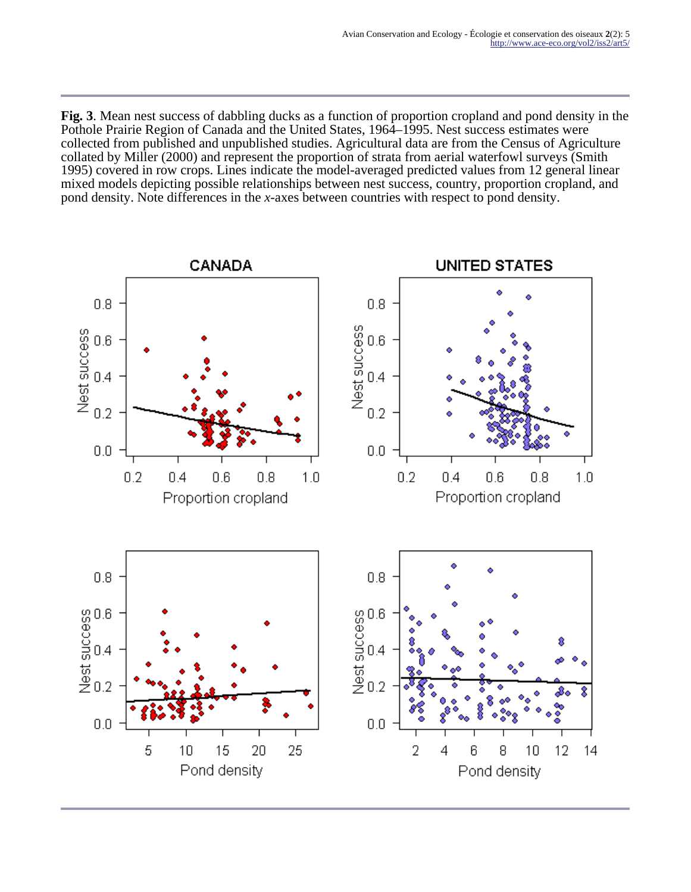**Fig. 3**. Mean nest success of dabbling ducks as a function of proportion cropland and pond density in the Pothole Prairie Region of Canada and the United States, 1964–1995. Nest success estimates were collected from published and unpublished studies. Agricultural data are from the Census of Agriculture collated by Miller (2000) and represent the proportion of strata from aerial waterfowl surveys (Smith 1995) covered in row crops. Lines indicate the model-averaged predicted values from 12 general linear mixed models depicting possible relationships between nest success, country, proportion cropland, and pond density. Note differences in the *x*-axes between countries with respect to pond density.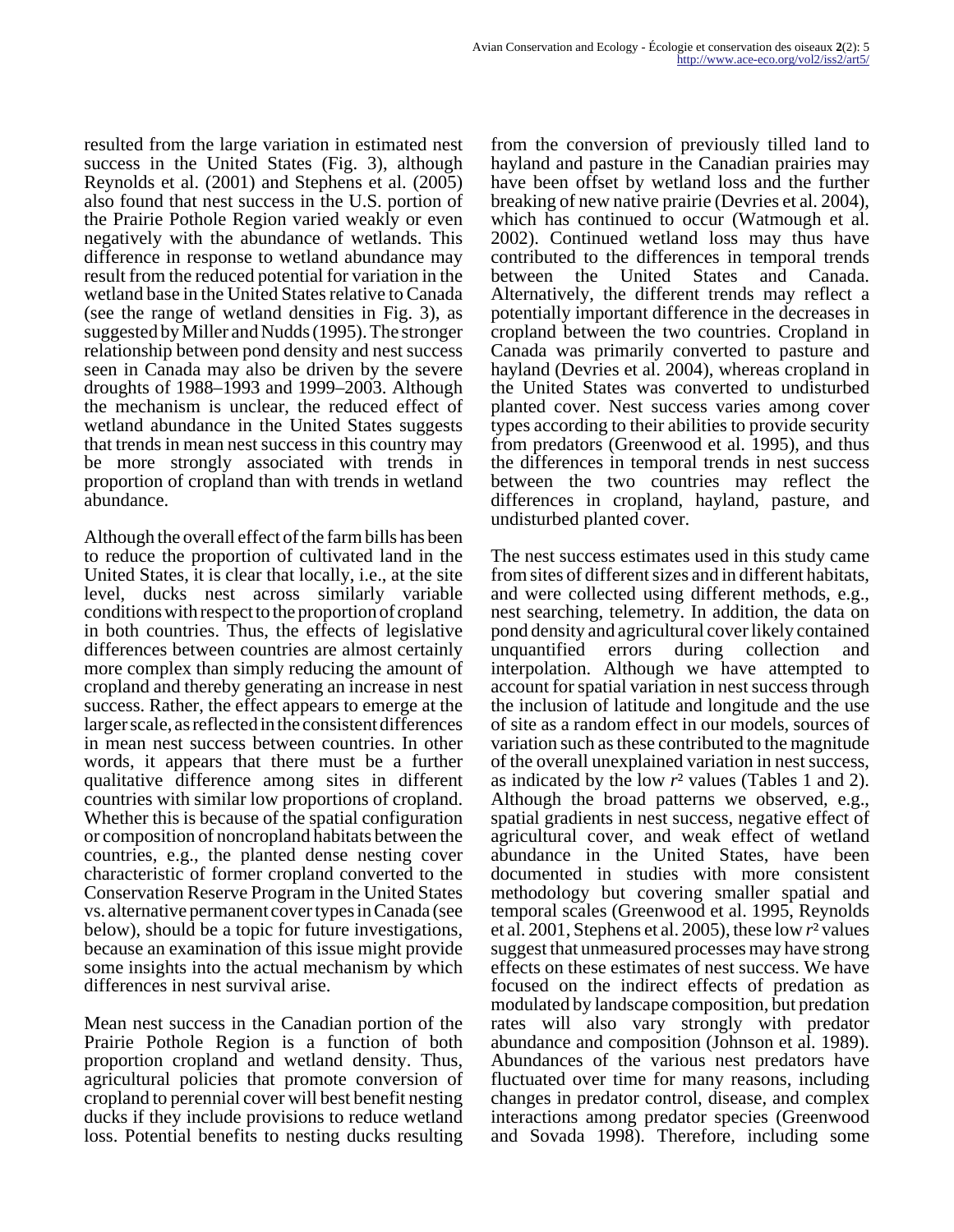resulted from the large variation in estimated nest success in the United States (Fig. 3), although Reynolds et al. (2001) and Stephens et al. (2005) also found that nest success in the U.S. portion of the Prairie Pothole Region varied weakly or even negatively with the abundance of wetlands. This difference in response to wetland abundance may result from the reduced potential for variation in the wetland base in the United States relative to Canada (see the range of wetland densities in Fig. 3), as suggested by Miller and Nudds (1995). The stronger relationship between pond density and nest success seen in Canada may also be driven by the severe droughts of 1988–1993 and 1999–2003. Although the mechanism is unclear, the reduced effect of wetland abundance in the United States suggests that trends in mean nest success in this country may be more strongly associated with trends in proportion of cropland than with trends in wetland abundance.

Although the overall effect of the farm bills has been to reduce the proportion of cultivated land in the United States, it is clear that locally, i.e., at the site level, ducks nest across similarly variable conditions with respect to the proportion of cropland in both countries. Thus, the effects of legislative differences between countries are almost certainly more complex than simply reducing the amount of cropland and thereby generating an increase in nest success. Rather, the effect appears to emerge at the larger scale, as reflected in the consistent differences in mean nest success between countries. In other words, it appears that there must be a further qualitative difference among sites in different countries with similar low proportions of cropland. Whether this is because of the spatial configuration or composition of noncropland habitats between the countries, e.g., the planted dense nesting cover characteristic of former cropland converted to the Conservation Reserve Program in the United States vs. alternative permanent cover types in Canada (see below), should be a topic for future investigations, because an examination of this issue might provide some insights into the actual mechanism by which differences in nest survival arise.

Mean nest success in the Canadian portion of the Prairie Pothole Region is a function of both proportion cropland and wetland density. Thus, agricultural policies that promote conversion of cropland to perennial cover will best benefit nesting ducks if they include provisions to reduce wetland loss. Potential benefits to nesting ducks resulting from the conversion of previously tilled land to hayland and pasture in the Canadian prairies may have been offset by wetland loss and the further breaking of new native prairie (Devries et al. 2004), which has continued to occur (Watmough et al. 2002). Continued wetland loss may thus have contributed to the differences in temporal trends between the United States and Canada. Alternatively, the different trends may reflect a potentially important difference in the decreases in cropland between the two countries. Cropland in Canada was primarily converted to pasture and hayland (Devries et al. 2004), whereas cropland in the United States was converted to undisturbed planted cover. Nest success varies among cover types according to their abilities to provide security from predators (Greenwood et al. 1995), and thus the differences in temporal trends in nest success between the two countries may reflect the differences in cropland, hayland, pasture, and undisturbed planted cover.

The nest success estimates used in this study came from sites of different sizes and in different habitats, and were collected using different methods, e.g., nest searching, telemetry. In addition, the data on pond density and agricultural cover likely contained unquantified errors during collection and interpolation. Although we have attempted to account for spatial variation in nest success through the inclusion of latitude and longitude and the use of site as a random effect in our models, sources of variation such as these contributed to the magnitude of the overall unexplained variation in nest success, as indicated by the low $r^2$ values (Tables 1 and 2). Although the broad patterns we observed, e.g., spatial gradients in nest success, negative effect of agricultural cover, and weak effect of wetland abundance in the United States, have been documented in studies with more consistent methodology but covering smaller spatial and temporal scales (Greenwood et al. 1995, Reynolds et al. 2001, Stephens et al. 2005), these low $r^2$ values suggest that unmeasured processes may have strong effects on these estimates of nest success. We have focused on the indirect effects of predation as modulated by landscape composition, but predation rates will also vary strongly with predator abundance and composition (Johnson et al. 1989). Abundances of the various nest predators have fluctuated over time for many reasons, including changes in predator control, disease, and complex interactions among predator species (Greenwood and Sovada 1998). Therefore, including some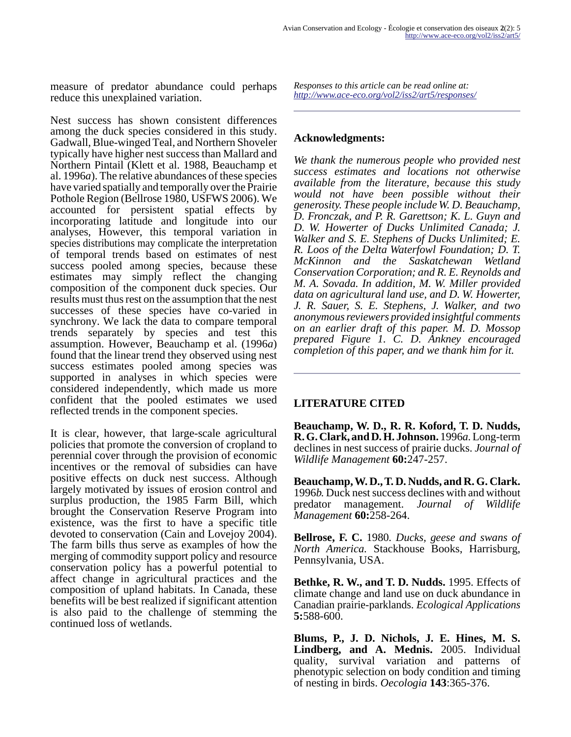measure of predator abundance could perhaps reduce this unexplained variation.

Nest success has shown consistent differences among the duck species considered in this study. Gadwall, Blue-winged Teal, and Northern Shoveler typically have higher nest success than Mallard and Northern Pintail (Klett et al. 1988, Beauchamp et al. 1996*a*). The relative abundances of these species have varied spatially and temporally over the Prairie Pothole Region (Bellrose 1980, USFWS 2006). We accounted for persistent spatial effects by incorporating latitude and longitude into our analyses, However, this temporal variation in species distributions may complicate the interpretation of temporal trends based on estimates of nest success pooled among species, because these estimates may simply reflect the changing composition of the component duck species. Our results must thus rest on the assumption that the nest successes of these species have co-varied in synchrony. We lack the data to compare temporal trends separately by species and test this assumption. However, Beauchamp et al. (1996*a*) found that the linear trend they observed using nest success estimates pooled among species was supported in analyses in which species were considered independently, which made us more confident that the pooled estimates we used reflected trends in the component species.

It is clear, however, that large-scale agricultural policies that promote the conversion of cropland to perennial cover through the provision of economic incentives or the removal of subsidies can have positive effects on duck nest success. Although largely motivated by issues of erosion control and surplus production, the 1985 Farm Bill, which brought the Conservation Reserve Program into existence, was the first to have a specific title devoted to conservation (Cain and Lovejoy 2004). The farm bills thus serve as examples of how the merging of commodity support policy and resource conservation policy has a powerful potential to affect change in agricultural practices and the composition of upland habitats. In Canada, these benefits will be best realized if significant attention is also paid to the challenge of stemming the continued loss of wetlands.

*Responses to this article can be read online at:* *http://www.ace-eco.org/vol2/iss2/art5/responses/*

## Acknowledgments:

*We thank the numerous people who provided nest success estimates and locations not otherwise available from the literature, because this study would not have been possible without their generosity. These people include W. D. Beauchamp, D. Fronczak, and P. R. Garettson; K. L. Guyn and D. W. Howerter of Ducks Unlimited Canada; J. Walker and S. E. Stephens of Ducks Unlimited; E. R. Loos of the Delta Waterfowl Foundation; D. T. McKinnon and the Saskatchewan Wetland Conservation Corporation; and R. E. Reynolds and M. A. Sovada. In addition, M. W. Miller provided data on agricultural land use, and D. W. Howerter, J. R. Sauer, S. E. Stephens, J. Walker, and two anonymous reviewers provided insightful comments on an earlier draft of this paper. M. D. Mossop prepared Figure 1. C. D. Ankney encouraged completion of this paper, and we thank him for it.*

## LITERATURE CITED

**Beauchamp, W. D., R. R. Koford, T. D. Nudds, R. G. Clark, and D. H. Johnson.** 1996*a*. Long-term declines in nest success of prairie ducks. *Journal of Wildlife Management* **60:**247-257.

**Beauchamp, W. D., T. D. Nudds, and R. G. Clark.** 1996*b*. Duck nest success declines with and without predator management. *Journal of Wildlife Management* **60:**258-264.

**Bellrose, F. C.** 1980. *Ducks, geese and swans of North America.* Stackhouse Books, Harrisburg, Pennsylvania, USA.

**Bethke, R. W., and T. D. Nudds.** 1995. Effects of climate change and land use on duck abundance in Canadian prairie-parklands. *Ecological Applications* **5:**588-600.

**Blums, P., J. D. Nichols, J. E. Hines, M. S. Lindberg, and A. Mednis.** 2005. Individual quality, survival variation and patterns of phenotypic selection on body condition and timing of nesting in birds. *Oecologia* **143**:365-376.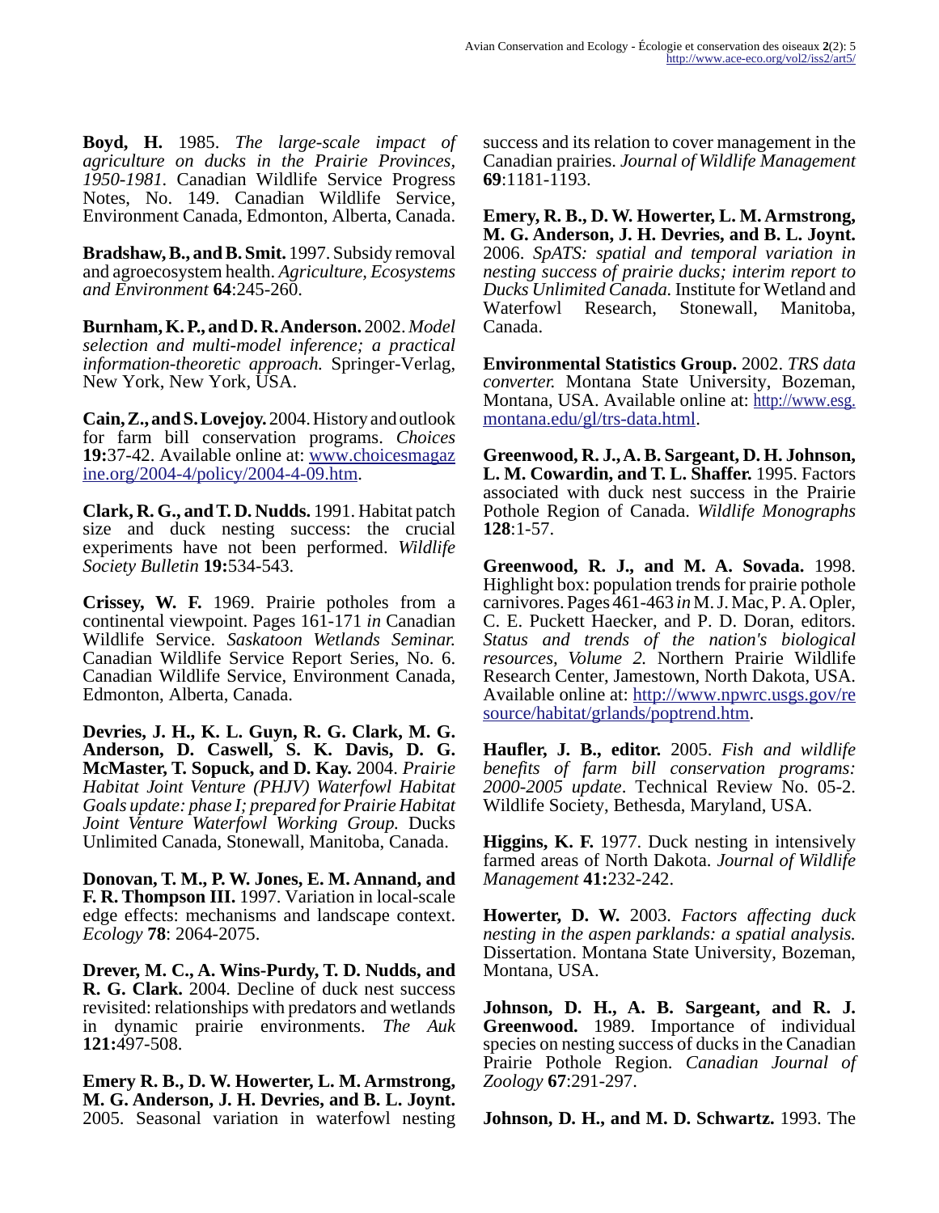**Boyd, H.** 1985. *The large-scale impact of agriculture on ducks in the Prairie Provinces, 1950-1981*. Canadian Wildlife Service Progress Notes, No. 149. Canadian Wildlife Service, Environment Canada, Edmonton, Alberta, Canada.

**Bradshaw, B., and B. Smit.** 1997. Subsidy removal and agroecosystem health. *Agriculture, Ecosystems and Environment* **64**:245-260.

**Burnham, K. P., and D. R. Anderson.** 2002. *Model selection and multi-model inference; a practical information-theoretic approach.* Springer-Verlag, New York, New York, USA.

**Cain, Z., and S. Lovejoy.** 2004. History and outlook for farm bill conservation programs. *Choices* **19:**37-42. Available online at: www.choicesmagazine.org/2004-4/policy/2004-4-09.htm.

**Clark, R. G., and T. D. Nudds.** 1991. Habitat patch size and duck nesting success: the crucial experiments have not been performed. *Wildlife Society Bulletin* **19:**534-543.

**Crissey, W. F.** 1969. Prairie potholes from a continental viewpoint. Pages 161-171 *in* Canadian Wildlife Service. *Saskatoon Wetlands Seminar.* Canadian Wildlife Service Report Series, No. 6. Canadian Wildlife Service, Environment Canada, Edmonton, Alberta, Canada.

**Devries, J. H., K. L. Guyn, R. G. Clark, M. G. Anderson, D. Caswell, S. K. Davis, D. G. McMaster, T. Sopuck, and D. Kay.** 2004. *Prairie Habitat Joint Venture (PHJV) Waterfowl Habitat Goals update: phase I; prepared for Prairie Habitat Joint Venture Waterfowl Working Group.* Ducks Unlimited Canada, Stonewall, Manitoba, Canada.

**Donovan, T. M., P. W. Jones, E. M. Annand, and F. R. Thompson III.** 1997. Variation in local-scale edge effects: mechanisms and landscape context. *Ecology* **78**: 2064-2075.

**Drever, M. C., A. Wins-Purdy, T. D. Nudds, and R. G. Clark.** 2004. Decline of duck nest success revisited: relationships with predators and wetlands in dynamic prairie environments. *The Auk* **121:**497-508.

**Emery R. B., D. W. Howerter, L. M. Armstrong, M. G. Anderson, J. H. Devries, and B. L. Joynt.** 2005. Seasonal variation in waterfowl nesting success and its relation to cover management in the Canadian prairies. *Journal of Wildlife Management* **69**:1181-1193.

**Emery, R. B., D. W. Howerter, L. M. Armstrong, M. G. Anderson, J. H. Devries, and B. L. Joynt.** 2006. *SpATS: spatial and temporal variation in nesting success of prairie ducks; interim report to Ducks Unlimited Canada.* Institute for Wetland and Waterfowl Research, Stonewall, Manitoba, Canada.

**Environmental Statistics Group.** 2002. *TRS data converter.* Montana State University, Bozeman, Montana, USA. Available online at: http://www.esg.montana.edu/gl/trs-data.html.

**Greenwood, R. J., A. B. Sargeant, D. H. Johnson, L. M. Cowardin, and T. L. Shaffer.** 1995. Factors associated with duck nest success in the Prairie Pothole Region of Canada. *Wildlife Monographs* **128**:1-57.

**Greenwood, R. J., and M. A. Sovada.** 1998. Highlight box: population trends for prairie pothole carnivores. Pages 461-463 *in* M. J. Mac, P. A. Opler, C. E. Puckett Haecker, and P. D. Doran, editors. *Status and trends of the nation's biological resources, Volume 2.* Northern Prairie Wildlife Research Center, Jamestown, North Dakota, USA. Available online at: http://www.npwrc.usgs.gov/resource/habitat/grlands/poptrend.htm.

**Haufler, J. B., editor.** 2005. *Fish and wildlife benefits of farm bill conservation programs: 2000-2005 update*. Technical Review No. 05-2. Wildlife Society, Bethesda, Maryland, USA.

**Higgins, K. F.** 1977. Duck nesting in intensively farmed areas of North Dakota. *Journal of Wildlife Management* **41:**232-242.

**Howerter, D. W.** 2003. *Factors affecting duck nesting in the aspen parklands: a spatial analysis.* Dissertation. Montana State University, Bozeman, Montana, USA.

**Johnson, D. H., A. B. Sargeant, and R. J. Greenwood.** 1989. Importance of individual species on nesting success of ducks in the Canadian Prairie Pothole Region. *Canadian Journal of Zoology* **67**:291-297.

**Johnson, D. H., and M. D. Schwartz.** 1993. The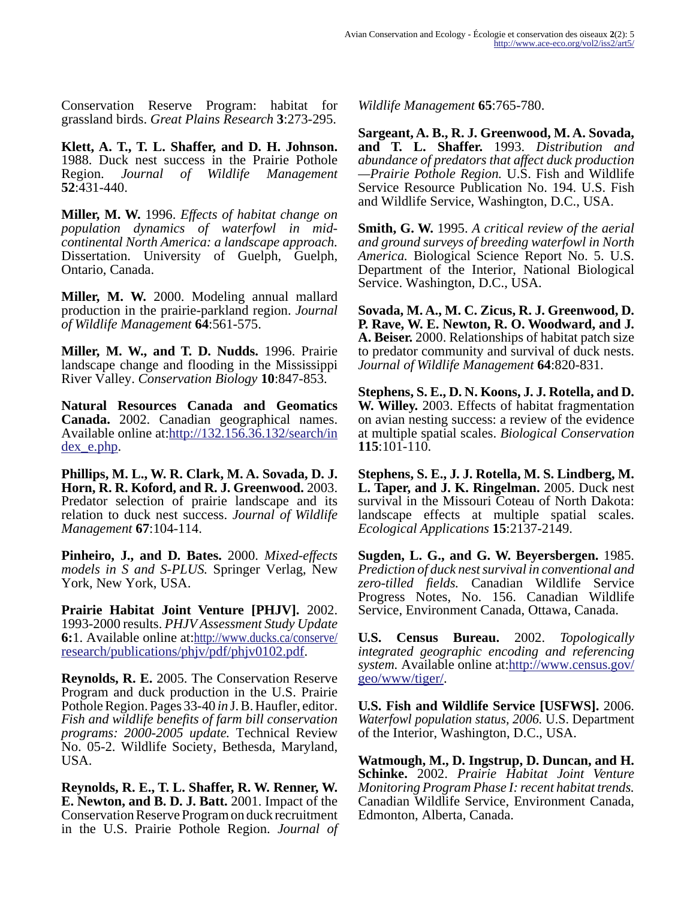Conservation Reserve Program: habitat for grassland birds. *Great Plains Research* **3**:273-295.

**Klett, A. T., T. L. Shaffer, and D. H. Johnson.** 1988. Duck nest success in the Prairie Pothole Region. *Journal of Wildlife Management* **52**:431-440.

**Miller, M. W.** 1996. *Effects of habitat change on population dynamics of waterfowl in mid-continental North America: a landscape approach.* Dissertation. University of Guelph, Guelph, Ontario, Canada.

**Miller, M. W.** 2000. Modeling annual mallard production in the prairie-parkland region. *Journal of Wildlife Management* **64**:561-575.

**Miller, M. W., and T. D. Nudds.** 1996. Prairie landscape change and flooding in the Mississippi River Valley. *Conservation Biology* **10**:847-853.

**Natural Resources Canada and Geomatics Canada.** 2002. Canadian geographical names. Available online at:[http://132.156.36.132/search/index_e.php](http://132.156.36.132/search/index_e.php).

**Phillips, M. L., W. R. Clark, M. A. Sovada, D. J. Horn, R. R. Koford, and R. J. Greenwood.** 2003. Predator selection of prairie landscape and its relation to duck nest success. *Journal of Wildlife Management* **67**:104-114.

**Pinheiro, J., and D. Bates.** 2000. *Mixed-effects models in S and S-PLUS.* Springer Verlag, New York, New York, USA.

**Prairie Habitat Joint Venture [PHJV].** 2002. 1993-2000 results. *PHJV Assessment Study Update* **6:**1. Available online at:[http://www.ducks.ca/conserve/research/publications/phjv/pdf/phjv0102.pdf](http://www.ducks.ca/conserve/research/publications/phjv/pdf/phjv0102.pdf).

**Reynolds, R. E.** 2005. The Conservation Reserve Program and duck production in the U.S. Prairie Pothole Region. Pages 33-40 *in* J. B. Haufler, editor. *Fish and wildlife benefits of farm bill conservation programs: 2000-2005 update.* Technical Review No. 05-2. Wildlife Society, Bethesda, Maryland, USA.

**Reynolds, R. E., T. L. Shaffer, R. W. Renner, W. E. Newton, and B. D. J. Batt.** 2001. Impact of the Conservation Reserve Program on duck recruitment in the U.S. Prairie Pothole Region. *Journal of Wildlife Management* **65**:765-780.

**Sargeant, A. B., R. J. Greenwood, M. A. Sovada, and T. L. Shaffer.** 1993. *Distribution and abundance of predators that affect duck production —Prairie Pothole Region.* U.S. Fish and Wildlife Service Resource Publication No. 194. U.S. Fish and Wildlife Service, Washington, D.C., USA.

**Smith, G. W.** 1995. *A critical review of the aerial and ground surveys of breeding waterfowl in North America.* Biological Science Report No. 5. U.S. Department of the Interior, National Biological Service. Washington, D.C., USA.

**Sovada, M. A., M. C. Zicus, R. J. Greenwood, D. P. Rave, W. E. Newton, R. O. Woodward, and J. A. Beiser.** 2000. Relationships of habitat patch size to predator community and survival of duck nests. *Journal of Wildlife Management* **64**:820-831.

**Stephens, S. E., D. N. Koons, J. J. Rotella, and D. W. Willey.** 2003. Effects of habitat fragmentation on avian nesting success: a review of the evidence at multiple spatial scales. *Biological Conservation* **115**:101-110.

**Stephens, S. E., J. J. Rotella, M. S. Lindberg, M. L. Taper, and J. K. Ringelman.** 2005. Duck nest survival in the Missouri Coteau of North Dakota: landscape effects at multiple spatial scales. *Ecological Applications* **15**:2137-2149.

**Sugden, L. G., and G. W. Beyersbergen.** 1985. *Prediction of duck nest survival in conventional and zero-tilled fields.* Canadian Wildlife Service Progress Notes, No. 156. Canadian Wildlife Service, Environment Canada, Ottawa, Canada.

**U.S. Census Bureau.** 2002. *Topologically integrated geographic encoding and referencing system.* Available online at:[http://www.census.gov/geo/www/tiger/](http://www.census.gov/geo/www/tiger/).

**U.S. Fish and Wildlife Service [USFWS].** 2006. *Waterfowl population status, 2006.* U.S. Department of the Interior, Washington, D.C., USA.

**Watmough, M., D. Ingstrup, D. Duncan, and H. Schinke.** 2002. *Prairie Habitat Joint Venture Monitoring Program Phase I: recent habitat trends.* Canadian Wildlife Service, Environment Canada, Edmonton, Alberta, Canada.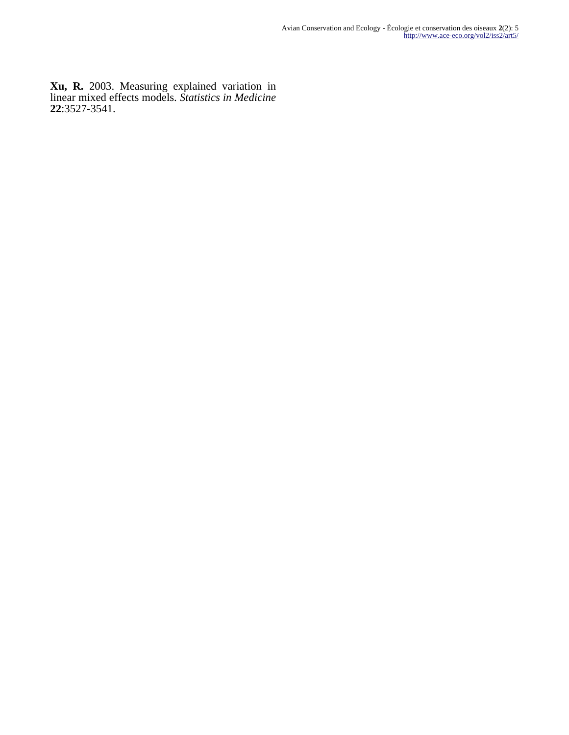**Xu, R.** 2003. Measuring explained variation in linear mixed effects models. *Statistics in Medicine* **22**:3527-3541.